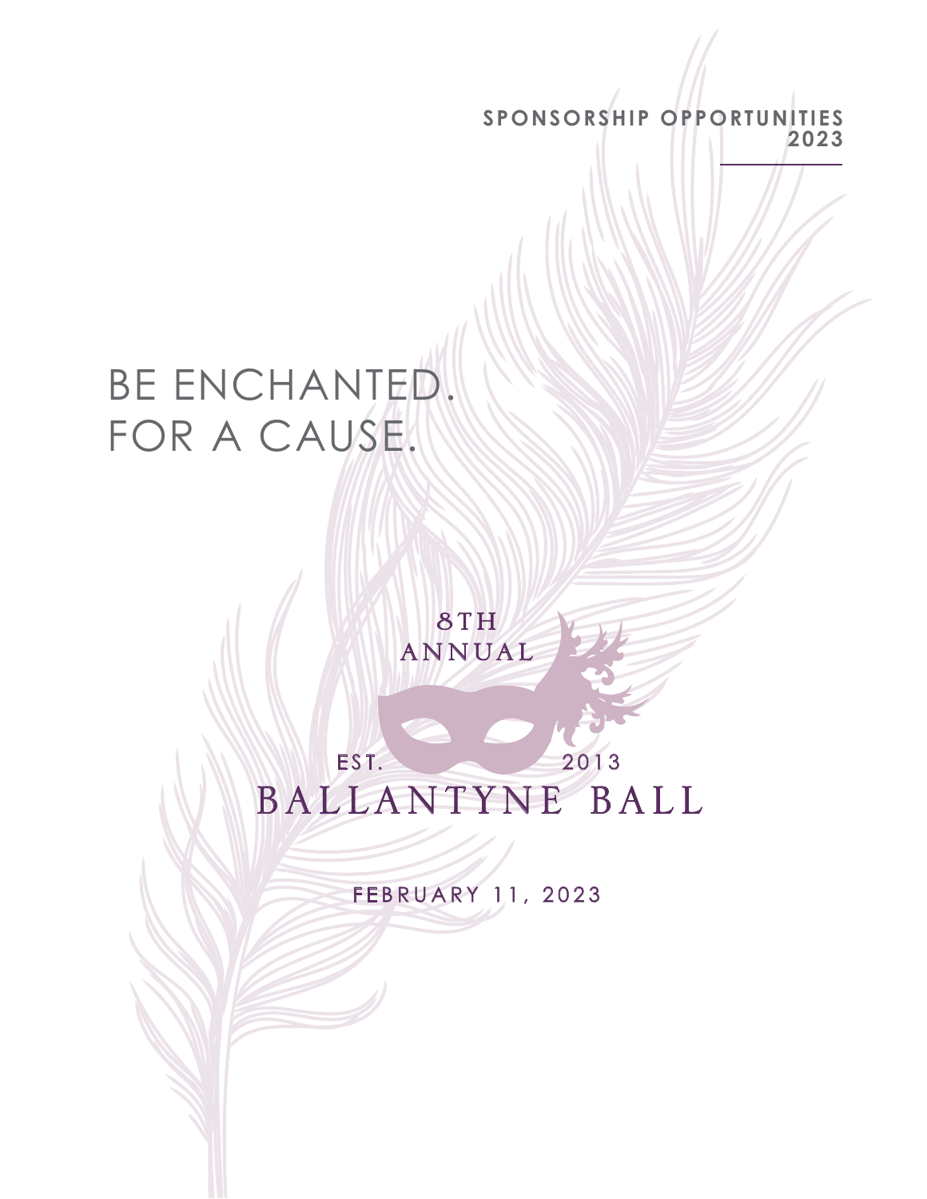**SPONSORSHIP OPPORTUNITIES 2023**

# BE ENCHANTED.
# FOR A CAUSE.

8TH ANNUAL

EST. 2013

## BALLANTYNE BALL

FEBRUARY 11, 2023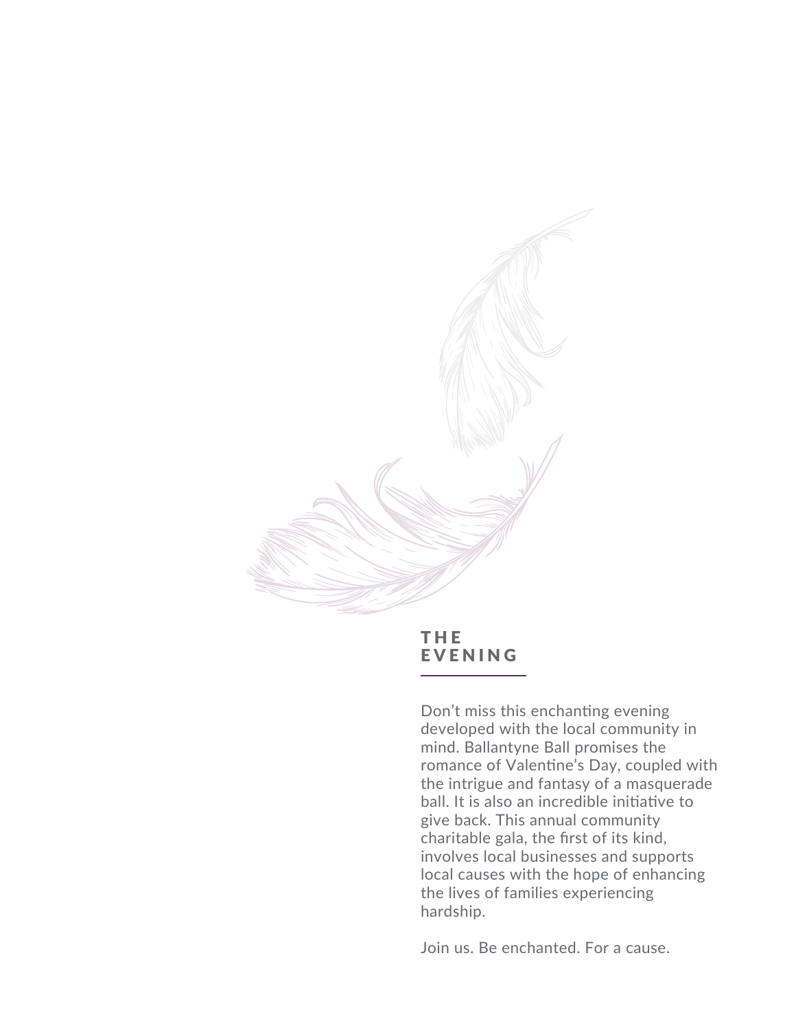## THE EVENING

Don't miss this enchanting evening developed with the local community in mind. Ballantyne Ball promises the romance of Valentine's Day, coupled with the intrigue and fantasy of a masquerade ball. It is also an incredible initiative to give back. This annual community charitable gala, the first of its kind, involves local businesses and supports local causes with the hope of enhancing the lives of families experiencing hardship.

Join us. Be enchanted. For a cause.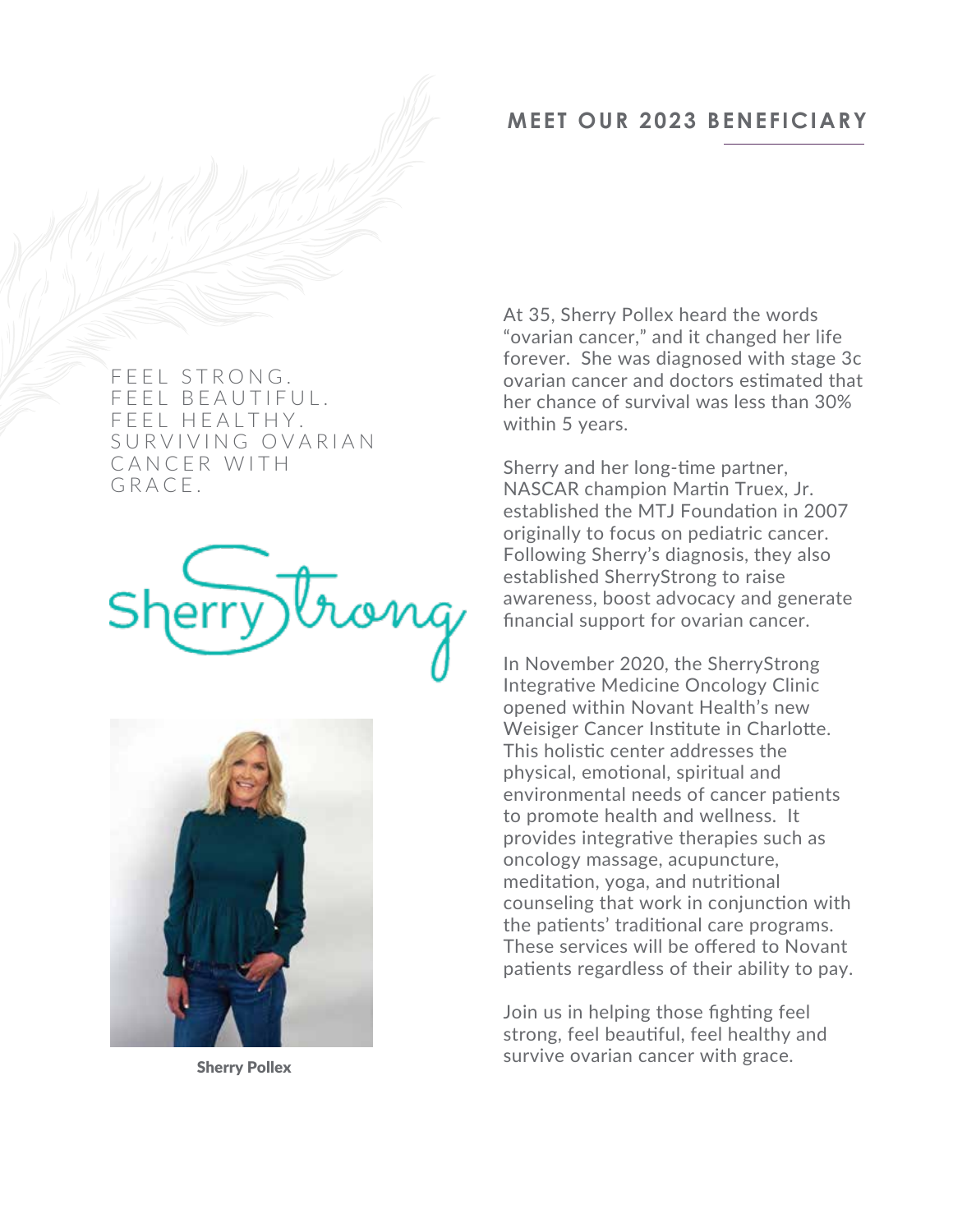## MEET OUR 2023 BENEFICIARY

FEEL STRONG.
FEEL BEAUTIFUL.
FEEL HEALTHY.
SURVIVING OVARIAN CANCER WITH GRACE.

SherryStrong

Sherry Pollex

At 35, Sherry Pollex heard the words "ovarian cancer," and it changed her life forever. She was diagnosed with stage 3c ovarian cancer and doctors estimated that her chance of survival was less than 30% within 5 years.

Sherry and her long-time partner, NASCAR champion Martin Truex, Jr. established the MTJ Foundation in 2007 originally to focus on pediatric cancer. Following Sherry's diagnosis, they also established SherryStrong to raise awareness, boost advocacy and generate financial support for ovarian cancer.

In November 2020, the SherryStrong Integrative Medicine Oncology Clinic opened within Novant Health's new Weisiger Cancer Institute in Charlotte. This holistic center addresses the physical, emotional, spiritual and environmental needs of cancer patients to promote health and wellness. It provides integrative therapies such as oncology massage, acupuncture, meditation, yoga, and nutritional counseling that work in conjunction with the patients' traditional care programs. These services will be offered to Novant patients regardless of their ability to pay.

Join us in helping those fighting feel strong, feel beautiful, feel healthy and survive ovarian cancer with grace.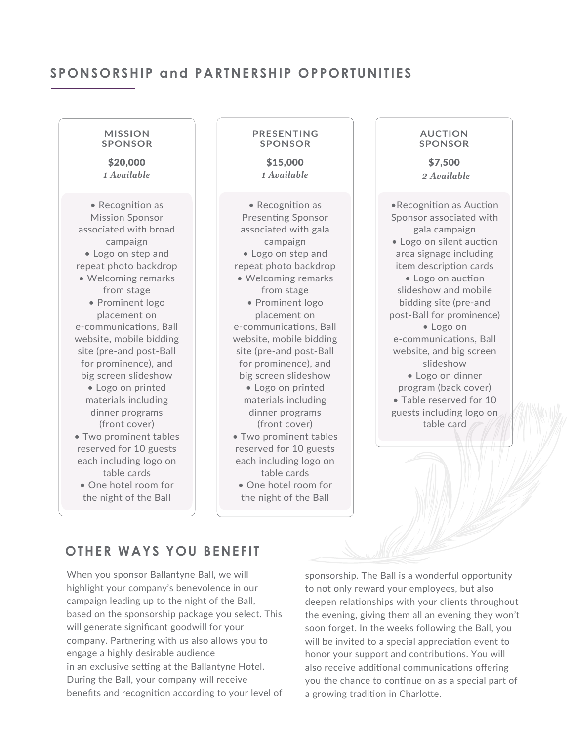## SPONSORSHIP and PARTNERSHIP OPPORTUNITIES

### MISSION SPONSOR

**$20,000**
*1 Available*

- Recognition as Mission Sponsor associated with broad campaign
- Logo on step and repeat photo backdrop
- Welcoming remarks from stage
- Prominent logo placement on e-communications, Ball website, mobile bidding site (pre-and post-Ball for prominence), and big screen slideshow
- Logo on printed materials including dinner programs (front cover)
- Two prominent tables reserved for 10 guests each including logo on table cards
- One hotel room for the night of the Ball

### PRESENTING SPONSOR

**$15,000**
*1 Available*

- Recognition as Presenting Sponsor associated with gala campaign
- Logo on step and repeat photo backdrop
- Welcoming remarks from stage
- Prominent logo placement on e-communications, Ball website, mobile bidding site (pre-and post-Ball for prominence), and big screen slideshow
- Logo on printed materials including dinner programs (front cover)
- Two prominent tables reserved for 10 guests each including logo on table cards
- One hotel room for the night of the Ball

### AUCTION SPONSOR

**$7,500**
*2 Available*

- Recognition as Auction Sponsor associated with gala campaign
- Logo on silent auction area signage including item description cards
- Logo on auction slideshow and mobile bidding site (pre-and post-Ball for prominence)
- Logo on e-communications, Ball website, and big screen slideshow
- Logo on dinner program (back cover)
- Table reserved for 10 guests including logo on table card

## OTHER WAYS YOU BENEFIT

When you sponsor Ballantyne Ball, we will highlight your company's benevolence in our campaign leading up to the night of the Ball, based on the sponsorship package you select. This will generate significant goodwill for your company. Partnering with us also allows you to engage a highly desirable audience in an exclusive setting at the Ballantyne Hotel. During the Ball, your company will receive benefits and recognition according to your level of sponsorship. The Ball is a wonderful opportunity to not only reward your employees, but also deepen relationships with your clients throughout the evening, giving them all an evening they won't soon forget. In the weeks following the Ball, you will be invited to a special appreciation event to honor your support and contributions. You will also receive additional communications offering you the chance to continue on as a special part of a growing tradition in Charlotte.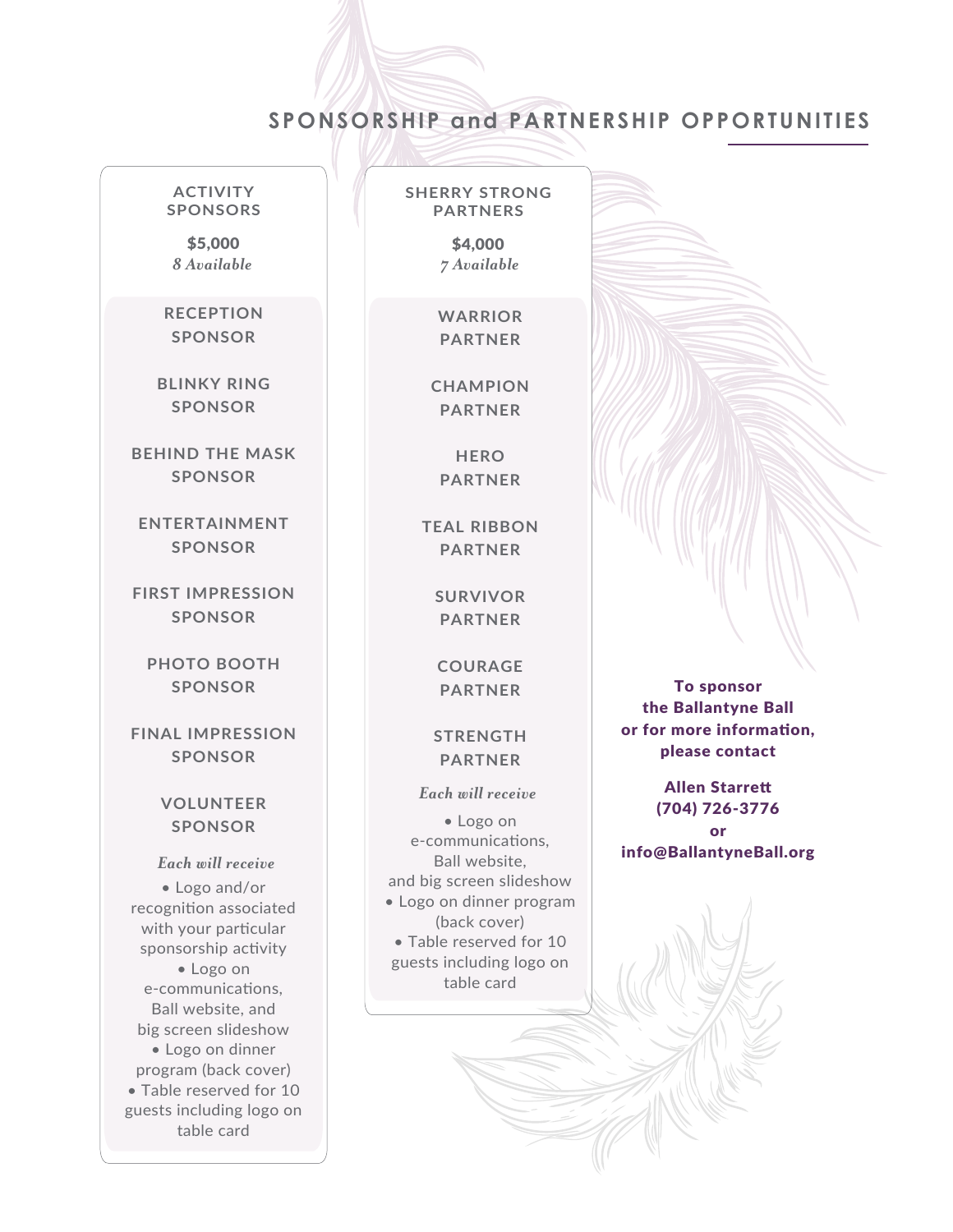## SPONSORSHIP and PARTNERSHIP OPPORTUNITIES

### ACTIVITY SPONSORS

**$5,000**
*8 Available*

**RECEPTION SPONSOR**

**BLINKY RING SPONSOR**

**BEHIND THE MASK SPONSOR**

**ENTERTAINMENT SPONSOR**

**FIRST IMPRESSION SPONSOR**

**PHOTO BOOTH SPONSOR**

**FINAL IMPRESSION SPONSOR**

**VOLUNTEER SPONSOR**

*Each will receive*

- Logo and/or recognition associated with your particular sponsorship activity
- Logo on e-communications, Ball website, and big screen slideshow
- Logo on dinner program (back cover)
- Table reserved for 10 guests including logo on table card

### SHERRY STRONG PARTNERS

**$4,000**
*7 Available*

**WARRIOR PARTNER**

**CHAMPION PARTNER**

**HERO PARTNER**

**TEAL RIBBON PARTNER**

**SURVIVOR PARTNER**

**COURAGE PARTNER**

**STRENGTH PARTNER**

*Each will receive*

- Logo on e-communications, Ball website, and big screen slideshow
- Logo on dinner program (back cover)
- Table reserved for 10 guests including logo on table card

**To sponsor the Ballantyne Ball or for more information, please contact**

**Allen Starrett**
**(704) 726-3776**
**or**
**info@BallantyneBall.org**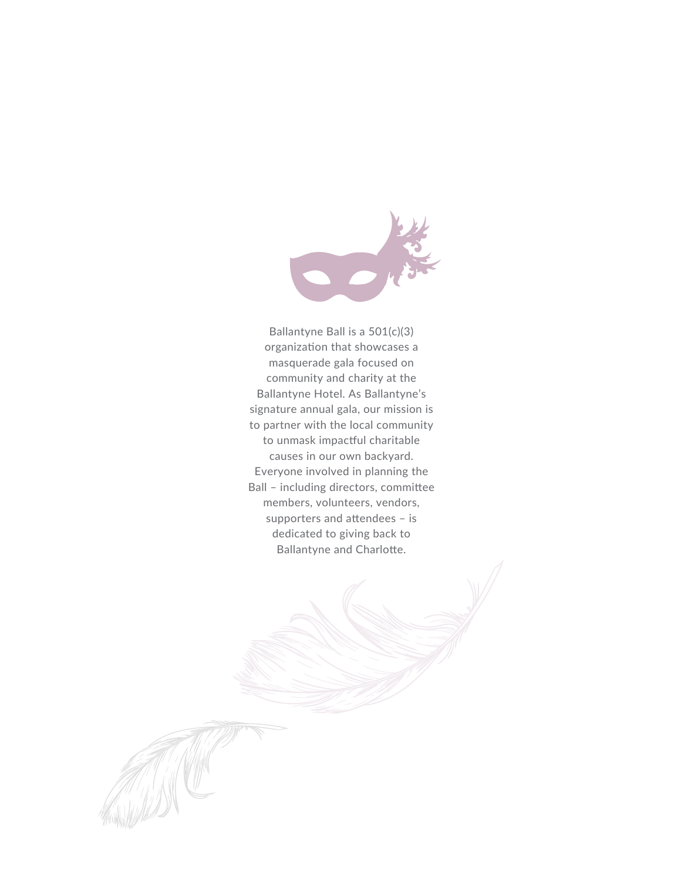Ballantyne Ball is a 501(c)(3) organization that showcases a masquerade gala focused on community and charity at the Ballantyne Hotel. As Ballantyne's signature annual gala, our mission is to partner with the local community to unmask impactful charitable causes in our own backyard. Everyone involved in planning the Ball – including directors, committee members, volunteers, vendors, supporters and attendees – is dedicated to giving back to Ballantyne and Charlotte.